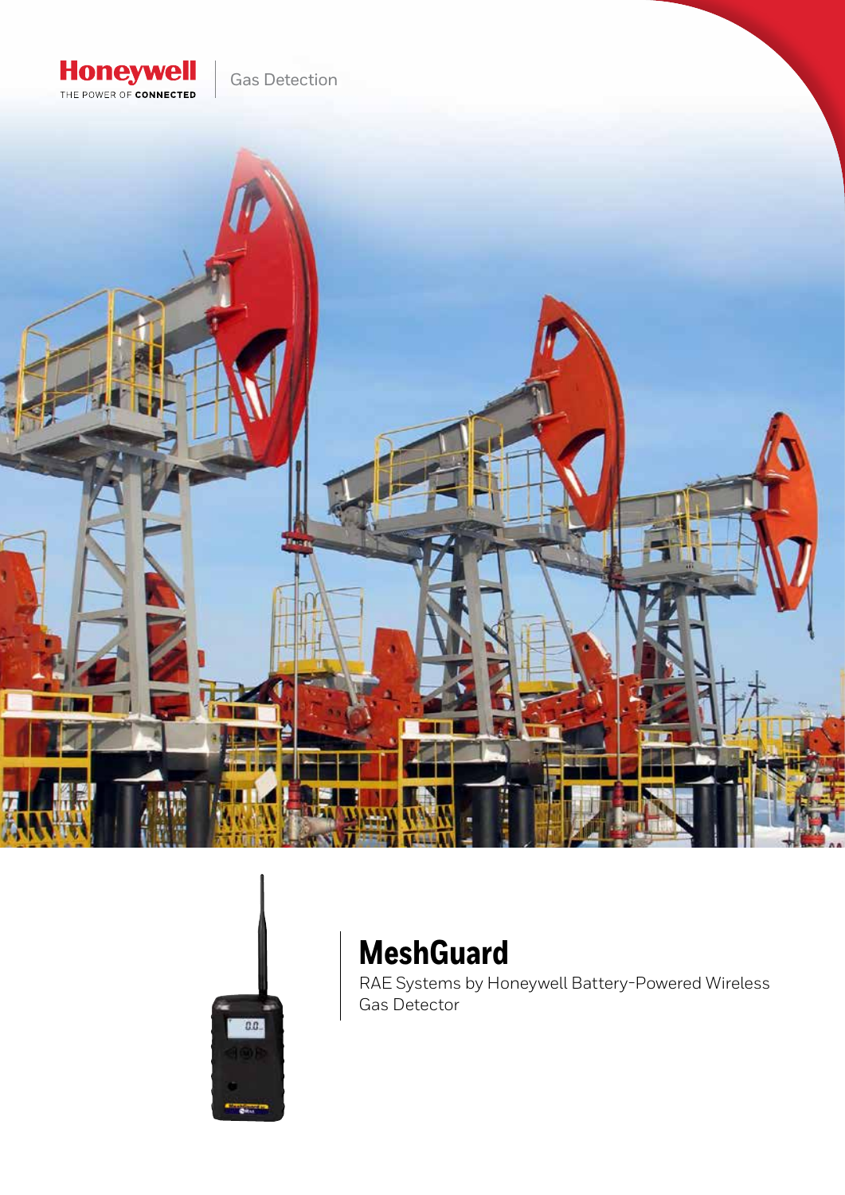Honeywell
THE POWER OF CONNECTED

Gas Detection

# MeshGuard

RAE Systems by Honeywell Battery-Powered Wireless Gas Detector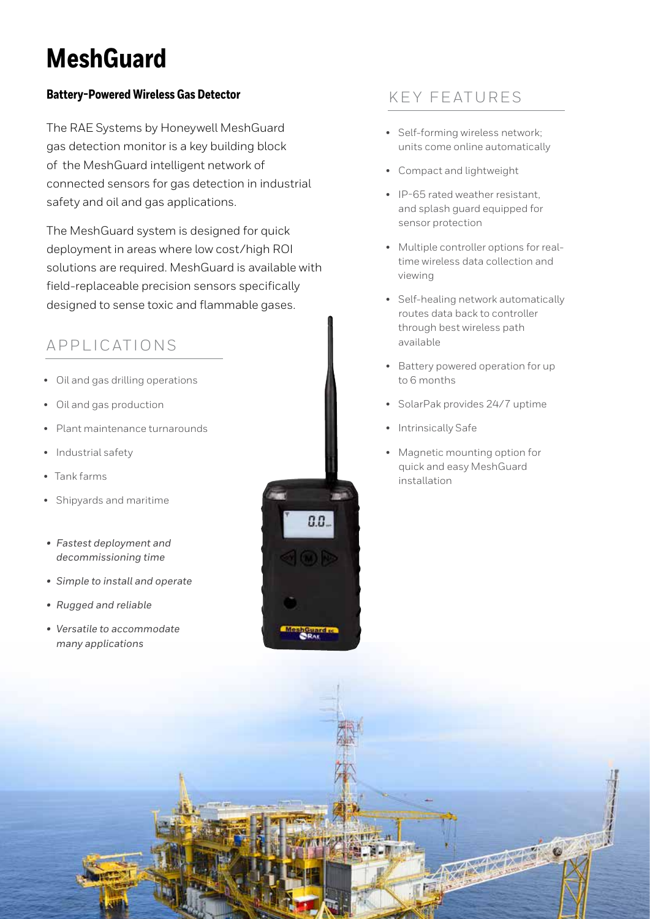# MeshGuard

### Battery-Powered Wireless Gas Detector

The RAE Systems by Honeywell MeshGuard gas detection monitor is a key building block of the MeshGuard intelligent network of connected sensors for gas detection in industrial safety and oil and gas applications.

The MeshGuard system is designed for quick deployment in areas where low cost/high ROI solutions are required. MeshGuard is available with field-replaceable precision sensors specifically designed to sense toxic and flammable gases.

## APPLICATIONS

- Oil and gas drilling operations
- Oil and gas production
- Plant maintenance turnarounds
- Industrial safety
- Tank farms
- Shipyards and maritime

- *Fastest deployment and decommissioning time*
- *Simple to install and operate*
- *Rugged and reliable*
- *Versatile to accommodate many applications*

## KEY FEATURES

- Self-forming wireless network; units come online automatically
- Compact and lightweight
- IP-65 rated weather resistant, and splash guard equipped for sensor protection
- Multiple controller options for real-time wireless data collection and viewing
- Self-healing network automatically routes data back to controller through best wireless path available
- Battery powered operation for up to 6 months
- SolarPak provides 24/7 uptime
- Intrinsically Safe
- Magnetic mounting option for quick and easy MeshGuard installation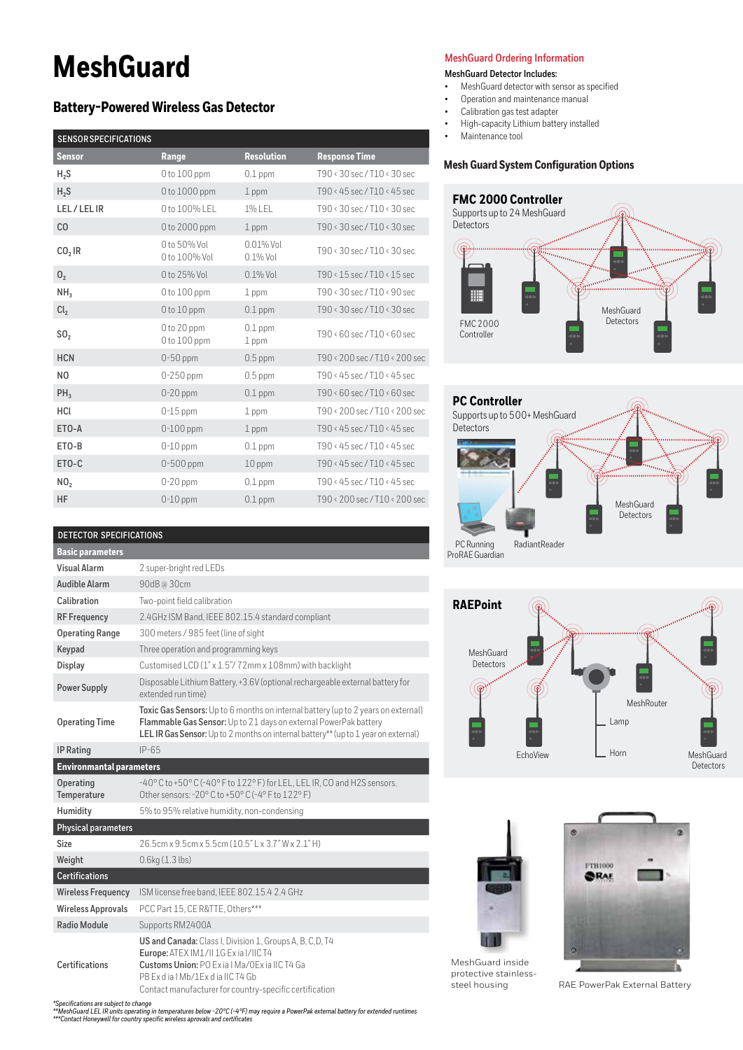# MeshGuard

## Battery-Powered Wireless Gas Detector

### SENSOR SPECIFICATIONS

| Sensor | Range | Resolution | Response Time |
|---|---|---|---|
| $H_2S$ | 0 to 100 ppm | 0.1 ppm | T90 < 30 sec / T10 < 30 sec |
| $H_2S$ | 0 to 1000 ppm | 1 ppm | T90 < 45 sec / T10 < 45 sec |
| LEL / LEL IR | 0 to 100% LEL | 1% LEL | T90 < 30 sec / T10 < 30 sec |
| CO | 0 to 2000 ppm | 1 ppm | T90 < 30 sec / T10 < 30 sec |
| $CO_2$ IR | 0 to 50% Vol<br>0 to 100% Vol | 0.01% Vol<br>0.1% Vol | T90 < 30 sec / T10 < 30 sec |
| $O_2$ | 0 to 25% Vol | 0.1% Vol | T90 < 15 sec / T10 < 15 sec |
| $NH_3$ | 0 to 100 ppm | 1 ppm | T90 < 30 sec / T10 < 90 sec |
| $Cl_2$ | 0 to 10 ppm | 0.1 ppm | T90 < 30 sec / T10 < 30 sec |
| $SO_2$ | 0 to 20 ppm<br>0 to 100 ppm | 0.1 ppm<br>1 ppm | T90 < 60 sec / T10 < 60 sec |
| HCN | 0-50 ppm | 0.5 ppm | T90 < 200 sec / T10 < 200 sec |
| NO | 0-250 ppm | 0.5 ppm | T90 < 45 sec / T10 < 45 sec |
| $PH_3$ | 0-20 ppm | 0.1 ppm | T90 < 60 sec / T10 < 60 sec |
| HCl | 0-15 ppm | 1 ppm | T90 < 200 sec / T10 < 200 sec |
| ETO-A | 0-100 ppm | 1 ppm | T90 < 45 sec / T10 < 45 sec |
| ETO-B | 0-10 ppm | 0.1 ppm | T90 < 45 sec / T10 < 45 sec |
| ETO-C | 0-500 ppm | 10 ppm | T90 < 45 sec / T10 < 45 sec |
| $NO_2$ | 0-20 ppm | 0.1 ppm | T90 < 45 sec / T10 < 45 sec |
| HF | 0-10 ppm | 0.1 ppm | T90 < 200 sec / T10 < 200 sec |

### DETECTOR SPECIFICATIONS

| **Basic parameters** | |
|---|---|
| Visual Alarm | 2 super-bright red LEDs |
| Audible Alarm | 90dB @ 30cm |
| Calibration | Two-point field calibration |
| RF Frequency | 2.4GHz ISM Band, IEEE 802.15.4 standard compliant |
| Operating Range | 300 meters / 985 feet (line of sight |
| Keypad | Three operation and programming keys |
| Display | Customised LCD (1" x 1.5"/ 72mm x 108mm) with backlight |
| Power Supply | Disposable Lithium Battery, +3.6V (optional rechargeable external battery for extended run time) |
| Operating Time | **Toxic Gas Sensors:** Up to 6 months on internal battery (up to 2 years on external)<br>**Flammable Gas Sensor:** Up to 21 days on external PowerPak battery<br>**LEL IR Gas Sensor:** Up to 2 months on internal battery** (up to 1 year on external) |
| IP Rating | IP-65 |
| **Environmental parameters** | |
| Operating Temperature | -40° C to +50° C (-40° F to 122° F) for LEL, LEL IR, CO and H2S sensors.<br>Other sensors: -20° C to +50° C (-4° F to 122° F) |
| Humidity | 5% to 95% relative humidity, non-condensing |
| **Physical parameters** | |
| Size | 26.5cm x 9.5cm x 5.5cm (10.5" L x 3.7" W x 2.1" H) |
| Weight | 0.6kg (1.3 lbs) |
| **Certifications** | |
| Wireless Frequency | ISM license free band, IEEE 802.15.4 2.4 GHz |
| Wireless Approvals | PCC Part 15, CE R&TTE, Others*** |
| Radio Module | Supports RM2400A |
| Certifications | **US and Canada:** Class I, Division 1, Groups A, B, C,D, T4<br>**Europe:** ATEX IM1/II 1G Ex ia I/IIC T4<br>**Customs Union:** PO Ex ia I Ma/0Ex ia IIC T4 Ga<br>PB Ex d ia I Mb/1Ex d ia IIC T4 Gb<br>Contact manufacturer for country-specific certification |

*Specifications are subject to change
**MeshGuard LEL IR units operating in temperatures below -20°C (-4°F) may require a PowerPak external battery for extended runtimes
***Contact Honeywell for country specific wireless aprovals and certificates

## MeshGuard Ordering Information

**MeshGuard Detector Includes:**

- MeshGuard detector with sensor as specified
- Operation and maintenance manual
- Calibration gas test adapter
- High-capacity Lithium battery installed
- Maintenance tool

### Mesh Guard System Configuration Options

**FMC 2000 Controller**
Supports up to 24 MeshGuard Detectors

FMC 2000 Controller
MeshGuard Detectors

**PC Controller**
Supports up to 500+ MeshGuard Detectors

PC Running ProRAE Guardian
RadiantReader
MeshGuard Detectors

**RAEPoint**

MeshGuard Detectors
MeshRouter
Lamp
EchoView
Horn
MeshGuard Detectors

MeshGuard inside protective stainless-steel housing

RAE PowerPak External Battery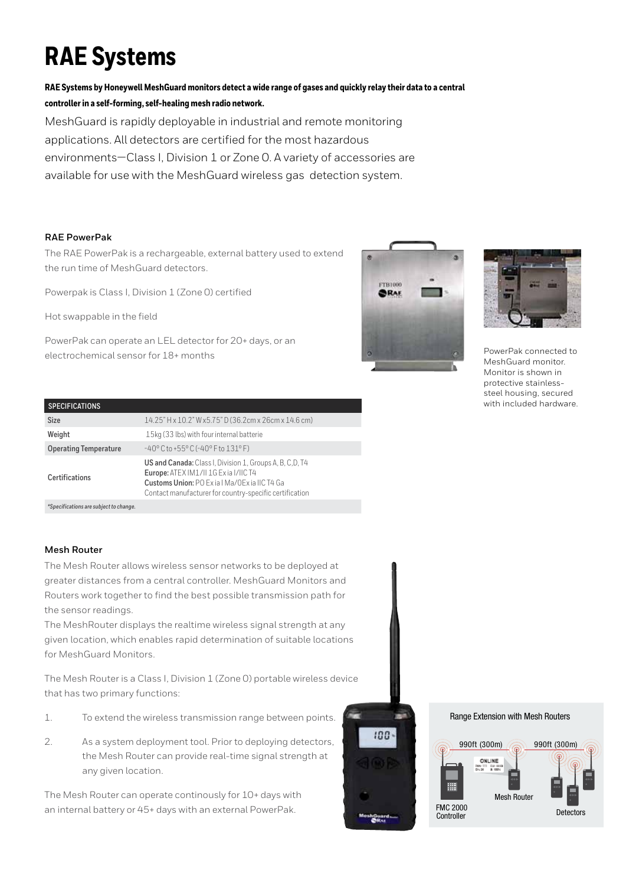# RAE Systems

**RAE Systems by Honeywell MeshGuard monitors detect a wide range of gases and quickly relay their data to a central controller in a self-forming, self-healing mesh radio network.**

MeshGuard is rapidly deployable in industrial and remote monitoring applications. All detectors are certified for the most hazardous environments—Class I, Division 1 or Zone 0. A variety of accessories are available for use with the MeshGuard wireless gas detection system.

### RAE PowerPak

The RAE PowerPak is a rechargeable, external battery used to extend the run time of MeshGuard detectors.

Powerpak is Class I, Division 1 (Zone 0) certified

Hot swappable in the field

PowerPak can operate an LEL detector for 20+ days, or an electrochemical sensor for 18+ months

PowerPak connected to MeshGuard monitor. Monitor is shown in protective stainless-steel housing, secured with included hardware.

| SPECIFICATIONS | |
|---|---|
| Size | 14.25" H x 10.2" W x 5.75" D (36.2cm x 26cm x 14.6 cm) |
| Weight | 15kg (33 lbs) with four internal batterie |
| Operating Temperature | -40° C to +55° C (-40° F to 131° F) |
| Certifications | **US and Canada:** Class I, Division 1, Groups A, B, C,D, T4<br>**Europe:** ATEX IM1/II 1G Ex ia I/IIC T4<br>**Customs Union:** PO Ex ia I Ma/0Ex ia IIC T4 Ga<br>Contact manufacturer for country-specific certification |

*\*Specifications are subject to change.*

### Mesh Router

The Mesh Router allows wireless sensor networks to be deployed at greater distances from a central controller. MeshGuard Monitors and Routers work together to find the best possible transmission path for the sensor readings.

The MeshRouter displays the realtime wireless signal strength at any given location, which enables rapid determination of suitable locations for MeshGuard Monitors.

The Mesh Router is a Class I, Division 1 (Zone 0) portable wireless device that has two primary functions:

1. To extend the wireless transmission range between points.
2. As a system deployment tool. Prior to deploying detectors, the Mesh Router can provide real-time signal strength at any given location.

The Mesh Router can operate continously for 10+ days with an internal battery or 45+ days with an external PowerPak.

Range Extension with Mesh Routers

990ft (300m) 990ft (300m)

FMC 2000 Controller — Mesh Router — Detectors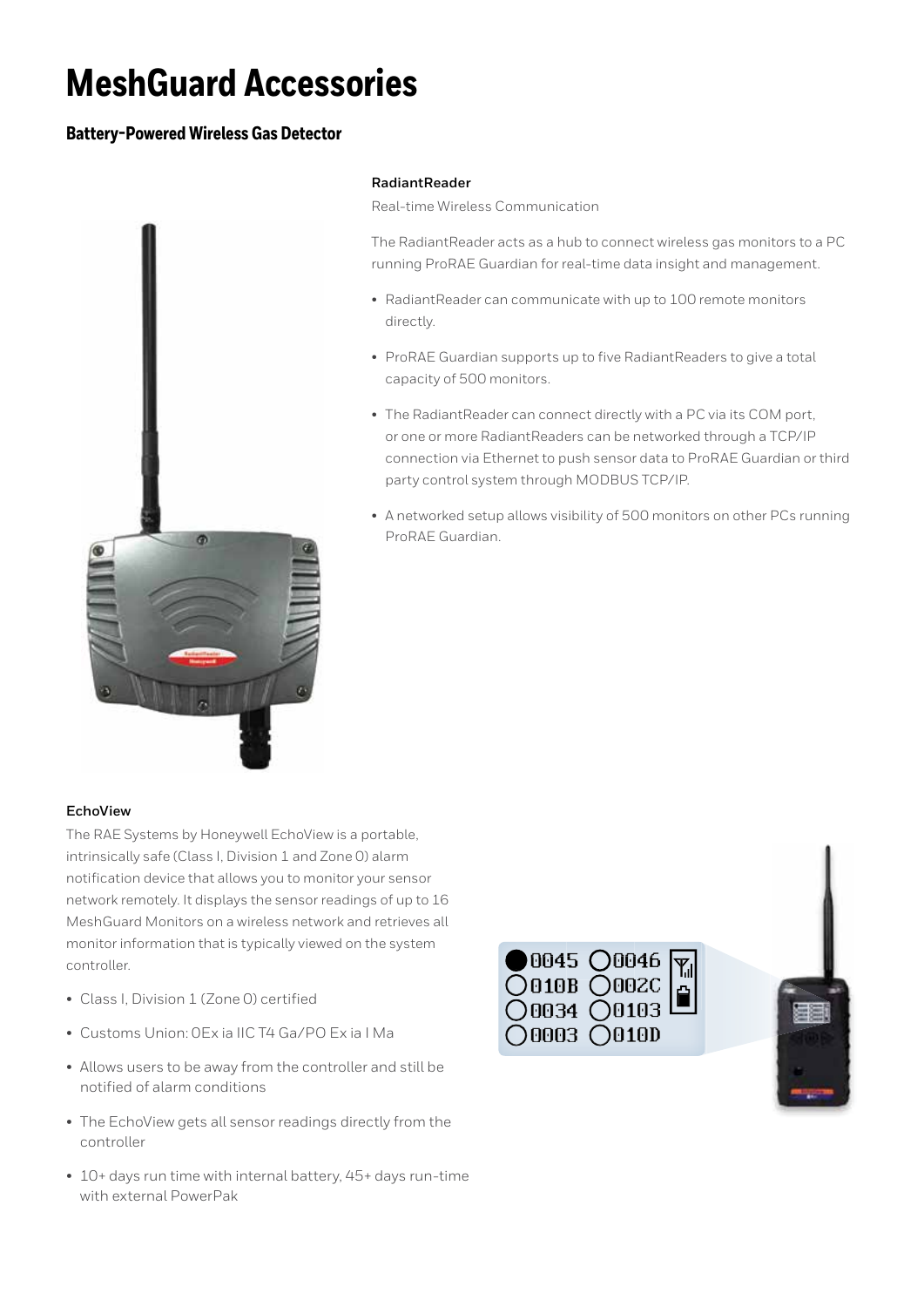# MeshGuard Accessories

## Battery-Powered Wireless Gas Detector

### RadiantReader

Real-time Wireless Communication

The RadiantReader acts as a hub to connect wireless gas monitors to a PC running ProRAE Guardian for real-time data insight and management.

- RadiantReader can communicate with up to 100 remote monitors directly.
- ProRAE Guardian supports up to five RadiantReaders to give a total capacity of 500 monitors.
- The RadiantReader can connect directly with a PC via its COM port, or one or more RadiantReaders can be networked through a TCP/IP connection via Ethernet to push sensor data to ProRAE Guardian or third party control system through MODBUS TCP/IP.
- A networked setup allows visibility of 500 monitors on other PCs running ProRAE Guardian.

### EchoView

The RAE Systems by Honeywell EchoView is a portable, intrinsically safe (Class I, Division 1 and Zone 0) alarm notification device that allows you to monitor your sensor network remotely. It displays the sensor readings of up to 16 MeshGuard Monitors on a wireless network and retrieves all monitor information that is typically viewed on the system controller.

- Class I, Division 1 (Zone 0) certified
- Customs Union: 0Ex ia IIC T4 Ga/PO Ex ia I Ma
- Allows users to be away from the controller and still be notified of alarm conditions
- The EchoView gets all sensor readings directly from the controller
- 10+ days run time with internal battery, 45+ days run-time with external PowerPak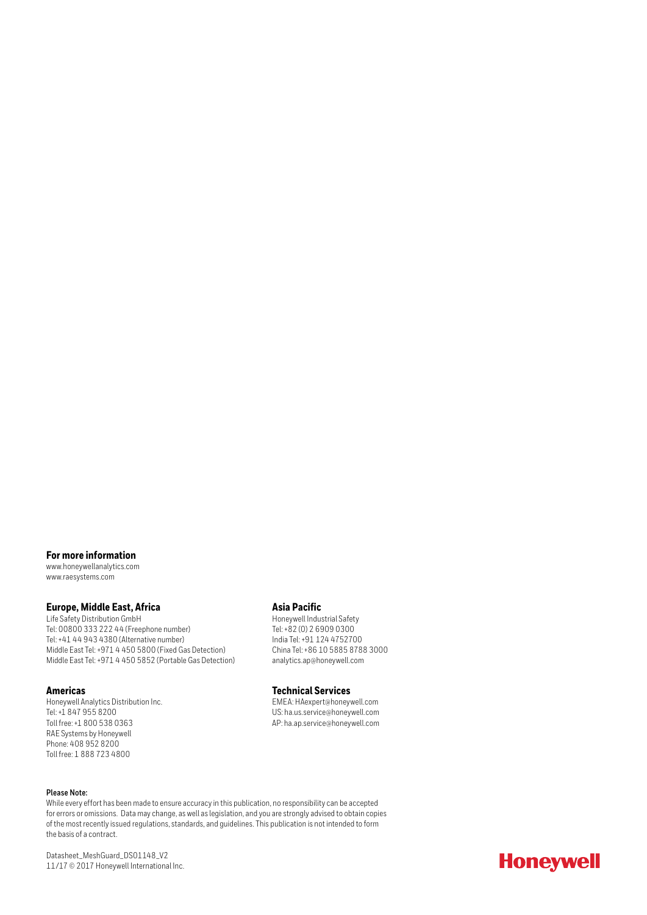**For more information**
www.honeywellanalytics.com
www.raesystems.com

**Europe, Middle East, Africa**
Life Safety Distribution GmbH
Tel: 00800 333 222 44 (Freephone number)
Tel: +41 44 943 4380 (Alternative number)
Middle East Tel: +971 4 450 5800 (Fixed Gas Detection)
Middle East Tel: +971 4 450 5852 (Portable Gas Detection)

**Americas**
Honeywell Analytics Distribution Inc.
Tel: +1 847 955 8200
Toll free: +1 800 538 0363
RAE Systems by Honeywell
Phone: 408 952 8200
Toll free: 1 888 723 4800

**Asia Pacific**
Honeywell Industrial Safety
Tel: +82 (0) 2 6909 0300
India Tel: +91 124 4752700
China Tel: +86 10 5885 8788 3000
analytics.ap@honeywell.com

**Technical Services**
EMEA: HAexpert@honeywell.com
US: ha.us.service@honeywell.com
AP: ha.ap.service@honeywell.com

**Please Note:**
While every effort has been made to ensure accuracy in this publication, no responsibility can be accepted for errors or omissions. Data may change, as well as legislation, and you are strongly advised to obtain copies of the most recently issued regulations, standards, and guidelines. This publication is not intended to form the basis of a contract.

Datasheet_MeshGuard_DS01148_V2
11/17 © 2017 Honeywell International Inc.

Honeywell